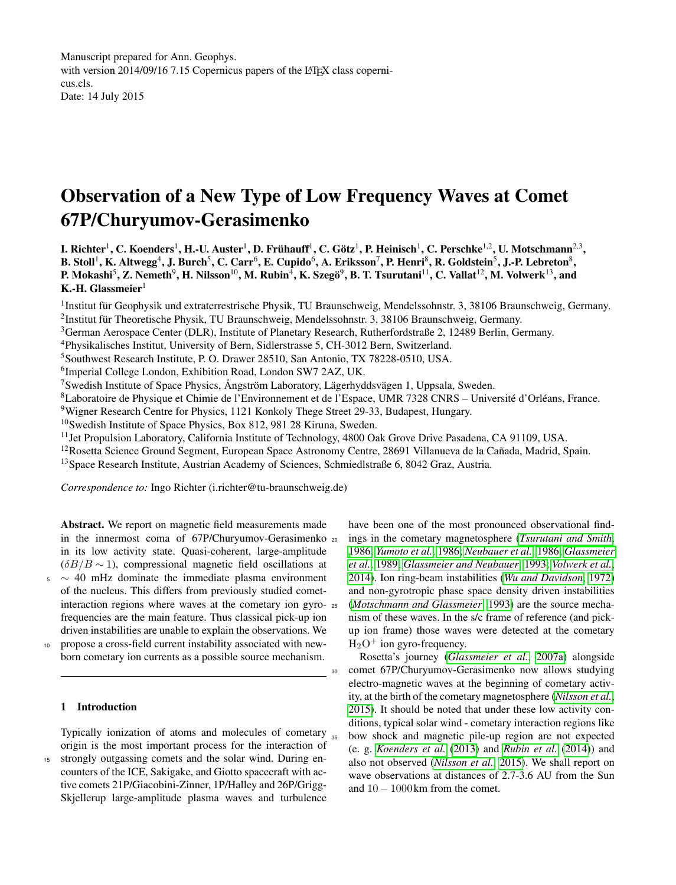Manuscript prepared for Ann. Geophys.
with version 2014/09/16 7.15 Copernicus papers of the LaTeX class copernicus.cls.
Date: 14 July 2015

# Observation of a New Type of Low Frequency Waves at Comet 67P/Churyumov-Gerasimenko

**I. Richter[1], C. Koenders[1], H.-U. Auster[1], D. Frühauff[1], C. Götz[1], P. Heinisch[1], C. Perschke[1,2], U. Motschmann[2,3], B. Stoll[1], K. Altwegg[4], J. Burch[5], C. Carr[6], E. Cupido[6], A. Eriksson[7], P. Henri[8], R. Goldstein[5], J.-P. Lebreton[8], P. Mokashi[5], Z. Nemeth[9], H. Nilsson[10], M. Rubin[4], K. Szegö[9], B. T. Tsurutani[11], C. Vallat[12], M. Volwerk[13], and K.-H. Glassmeier[1]**

[1]Institut für Geophysik und extraterrestrische Physik, TU Braunschweig, Mendelssohnstr. 3, 38106 Braunschweig, Germany.
[2]Institut für Theoretische Physik, TU Braunschweig, Mendelssohnstr. 3, 38106 Braunschweig, Germany.
[3]German Aerospace Center (DLR), Institute of Planetary Research, Rutherfordstraße 2, 12489 Berlin, Germany.
[4]Physikalisches Institut, University of Bern, Sidlerstrasse 5, CH-3012 Bern, Switzerland.
[5]Southwest Research Institute, P. O. Drawer 28510, San Antonio, TX 78228-0510, USA.
[6]Imperial College London, Exhibition Road, London SW7 2AZ, UK.
[7]Swedish Institute of Space Physics, Ångström Laboratory, Lägerhyddsvägen 1, Uppsala, Sweden.
[8]Laboratoire de Physique et Chimie de l'Environnement et de l'Espace, UMR 7328 CNRS – Université d'Orléans, France.
[9]Wigner Research Centre for Physics, 1121 Konkoly Thege Street 29-33, Budapest, Hungary.
[10]Swedish Institute of Space Physics, Box 812, 981 28 Kiruna, Sweden.
[11]Jet Propulsion Laboratory, California Institute of Technology, 4800 Oak Grove Drive Pasadena, CA 91109, USA.
[12]Rosetta Science Ground Segment, European Space Astronomy Centre, 28691 Villanueva de la Cañada, Madrid, Spain.
[13]Space Research Institute, Austrian Academy of Sciences, Schmiedlstraße 6, 8042 Graz, Austria.

*Correspondence to:* Ingo Richter (i.richter@tu-braunschweig.de)

**Abstract.** We report on magnetic field measurements made in the innermost coma of 67P/Churyumov-Gerasimenko in its low activity state. Quasi-coherent, large-amplitude ($\delta B/B \sim 1$), compressional magnetic field oscillations at $\sim$ 40 mHz dominate the immediate plasma environment of the nucleus. This differs from previously studied comet-interaction regions where waves at the cometary ion gyro-frequencies are the main feature. Thus classical pick-up ion driven instabilities are unable to explain the observations. We propose a cross-field current instability associated with new-born cometary ion currents as a possible source mechanism.

## 1 Introduction

Typically ionization of atoms and molecules of cometary origin is the most important process for the interaction of strongly outgassing comets and the solar wind. During encounters of the ICE, Sakigake, and Giotto spacecraft with active comets 21P/Giacobini-Zinner, 1P/Halley and 26P/Grigg-Skjellerup large-amplitude plasma waves and turbulence have been one of the most pronounced observational findings in the cometary magnetosphere (*Tsurutani and Smith*, 1986; *Yumoto et al.*, 1986; *Neubauer et al.*, 1986; *Glassmeier et al.*, 1989; *Glassmeier and Neubauer*, 1993; *Volwerk et al.*, 2014). Ion ring-beam instabilities (*Wu and Davidson*, 1972) and non-gyrotropic phase space density driven instabilities (*Motschmann and Glassmeier*, 1993) are the source mechanism of these waves. In the s/c frame of reference (and pick-up ion frame) those waves were detected at the cometary $H_2O^+$ ion gyro-frequency.

Rosetta's journey (*Glassmeier et al.*, 2007a) alongside comet 67P/Churyumov-Gerasimenko now allows studying electro-magnetic waves at the beginning of cometary activity, at the birth of the cometary magnetosphere (*Nilsson et al.*, 2015). It should be noted that under these low activity conditions, typical solar wind - cometary interaction regions like bow shock and magnetic pile-up region are not expected (e. g. *Koenders et al.* (2013) and *Rubin et al.* (2014)) and also not observed (*Nilsson et al.*, 2015). We shall report on wave observations at distances of 2.7-3.6 AU from the Sun and $10 - 1000$ km from the comet.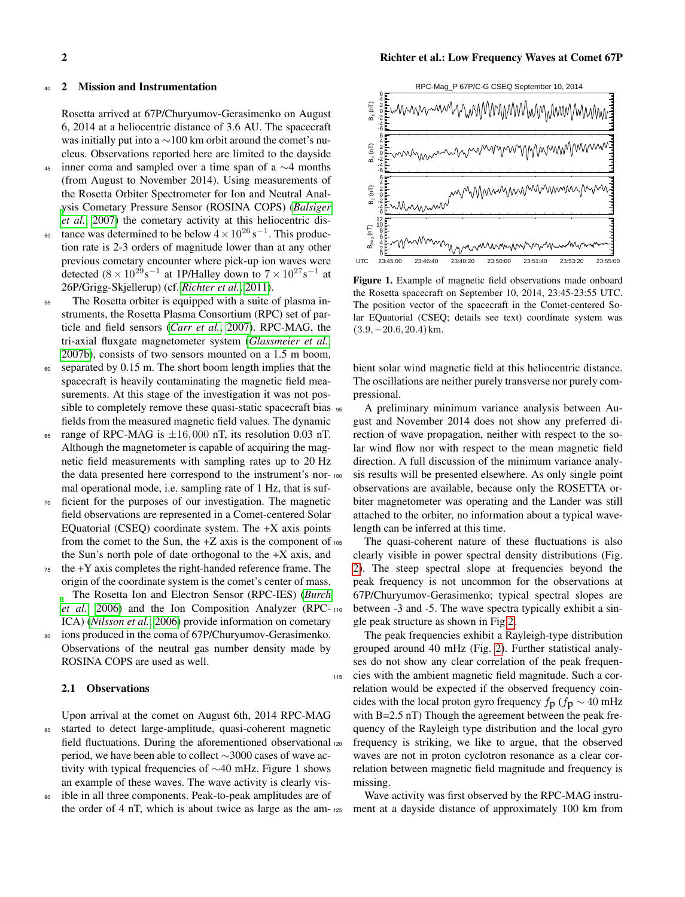## 2 Mission and Instrumentation

Rosetta arrived at 67P/Churyumov-Gerasimenko on August 6, 2014 at a heliocentric distance of 3.6 AU. The spacecraft was initially put into a ∼100 km orbit around the comet's nucleus. Observations reported here are limited to the dayside inner coma and sampled over a time span of a ∼4 months (from August to November 2014). Using measurements of the Rosetta Orbiter Spectrometer for Ion and Neutral Analysis Cometary Pressure Sensor (ROSINA COPS) (*Balsiger et al.*, 2007) the cometary activity at this heliocentric distance was determined to be below $4 \times 10^{26}\,\mathrm{s}^{-1}$. This production rate is 2-3 orders of magnitude lower than at any other previous cometary encounter where pick-up ion waves were detected ($8 \times 10^{29}\mathrm{s}^{-1}$ at 1P/Halley down to $7 \times 10^{27}\mathrm{s}^{-1}$ at 26P/Grigg-Skjellerup) (cf. *Richter et al.*, 2011).

The Rosetta orbiter is equipped with a suite of plasma instruments, the Rosetta Plasma Consortium (RPC) set of particle and field sensors (*Carr et al.*, 2007). RPC-MAG, the tri-axial fluxgate magnetometer system (*Glassmeier et al.*, 2007b), consists of two sensors mounted on a 1.5 m boom, separated by 0.15 m. The short boom length implies that the spacecraft is heavily contaminating the magnetic field measurements. At this stage of the investigation it was not possible to completely remove these quasi-static spacecraft bias fields from the measured magnetic field values. The dynamic range of RPC-MAG is $\pm 16,000$ nT, its resolution 0.03 nT. Although the magnetometer is capable of acquiring the magnetic field measurements with sampling rates up to 20 Hz the data presented here correspond to the instrument's normal operational mode, i.e. sampling rate of 1 Hz, that is sufficient for the purposes of our investigation. The magnetic field observations are represented in a Comet-centered Solar EQuatorial (CSEQ) coordinate system. The +X axis points from the comet to the Sun, the +Z axis is the component of the Sun's north pole of date orthogonal to the +X axis, and the +Y axis completes the right-handed reference frame. The origin of the coordinate system is the comet's center of mass.

The Rosetta Ion and Electron Sensor (RPC-IES) (*Burch et al.*, 2006) and the Ion Composition Analyzer (RPC-ICA) (*Nilsson et al.*, 2006) provide information on cometary ions produced in the coma of 67P/Churyumov-Gerasimenko. Observations of the neutral gas number density made by ROSINA COPS are used as well.

### 2.1 Observations

Upon arrival at the comet on August 6th, 2014 RPC-MAG started to detect large-amplitude, quasi-coherent magnetic field fluctuations. During the aforementioned observational period, we have been able to collect ∼3000 cases of wave activity with typical frequencies of ∼40 mHz. Figure 1 shows an example of these waves. The wave activity is clearly visible in all three components. Peak-to-peak amplitudes are of the order of 4 nT, which is about twice as large as the ambient solar wind magnetic field at this heliocentric distance. The oscillations are neither purely transverse nor purely compressional.

**Figure 1.** Example of magnetic field observations made onboard the Rosetta spacecraft on September 10, 2014, 23:45-23:55 UTC. The position vector of the spacecraft in the Comet-centered Solar EQuatorial (CSEQ; details see text) coordinate system was $(3.9, -20.6, 20.4)$ km.

A preliminary minimum variance analysis between August and November 2014 does not show any preferred direction of wave propagation, neither with respect to the solar wind flow nor with respect to the mean magnetic field direction. A full discussion of the minimum variance analysis results will be presented elsewhere. As only single point observations are available, because only the ROSETTA orbiter magnetometer was operating and the Lander was still attached to the orbiter, no information about a typical wavelength can be inferred at this time.

The quasi-coherent nature of these fluctuations is also clearly visible in power spectral density distributions (Fig. 2). The steep spectral slope at frequencies beyond the peak frequency is not uncommon for the observations at 67P/Churyumov-Gerasimenko; typical spectral slopes are between -3 and -5. The wave spectra typically exhibit a single peak structure as shown in Fig 2.

The peak frequencies exhibit a Rayleigh-type distribution grouped around 40 mHz (Fig. 2). Further statistical analyses do not show any clear correlation of the peak frequencies with the ambient magnetic field magnitude. Such a correlation would be expected if the observed frequency coincides with the local proton gyro frequency $f_\mathrm{p}$ ($f_\mathrm{p} \sim 40$ mHz with B=2.5 nT) Though the agreement between the peak frequency of the Rayleigh type distribution and the local gyro frequency is striking, we like to argue, that the observed waves are not in proton cyclotron resonance as a clear correlation between magnetic field magnitude and frequency is missing.

Wave activity was first observed by the RPC-MAG instrument at a dayside distance of approximately 100 km from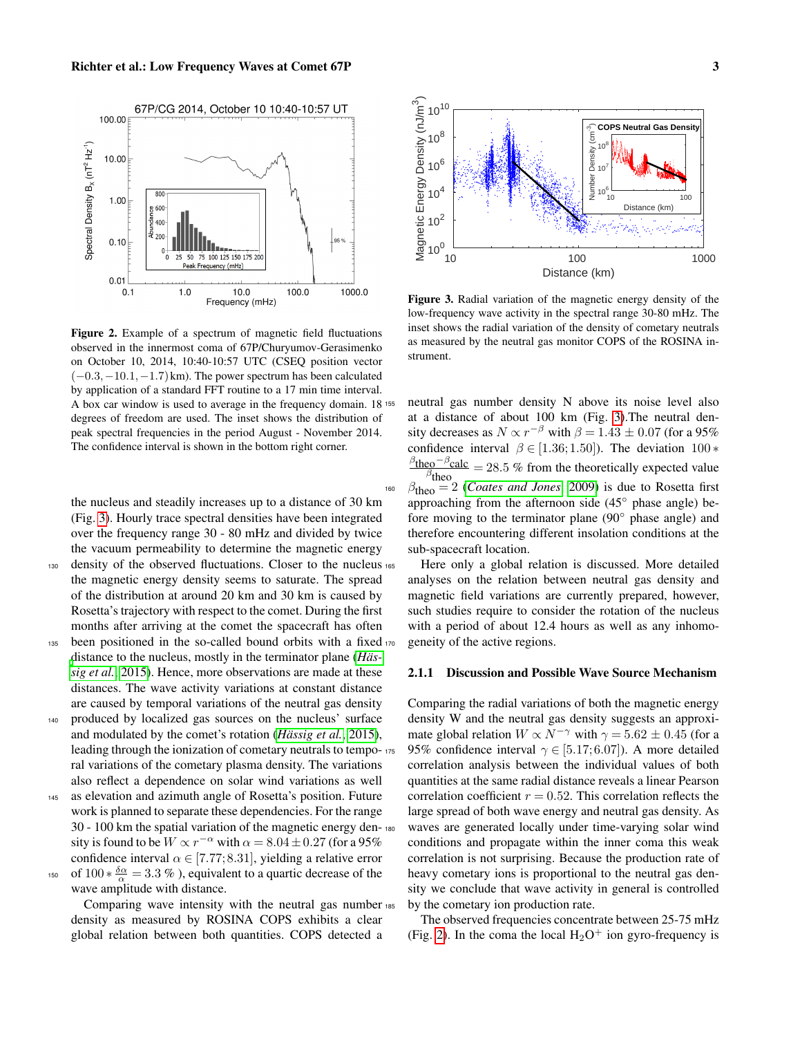**Figure 2.** Example of a spectrum of magnetic field fluctuations observed in the innermost coma of 67P/Churyumov-Gerasimenko on October 10, 2014, 10:40-10:57 UTC (CSEQ position vector $(-0.3, -10.1, -1.7)$ km). The power spectrum has been calculated by application of a standard FFT routine to a 17 min time interval. A box car window is used to average in the frequency domain. 18 degrees of freedom are used. The inset shows the distribution of peak spectral frequencies in the period August - November 2014. The confidence interval is shown in the bottom right corner.

the nucleus and steadily increases up to a distance of 30 km (Fig. 3). Hourly trace spectral densities have been integrated over the frequency range 30 - 80 mHz and divided by twice the vacuum permeability to determine the magnetic energy density of the observed fluctuations. Closer to the nucleus the magnetic energy density seems to saturate. The spread of the distribution at around 20 km and 30 km is caused by Rosetta's trajectory with respect to the comet. During the first months after arriving at the comet the spacecraft has often been positioned in the so-called bound orbits with a fixed distance to the nucleus, mostly in the terminator plane (*Hässig et al.*, 2015). Hence, more observations are made at these distances. The wave activity variations at constant distance are caused by temporal variations of the neutral gas density produced by localized gas sources on the nucleus' surface and modulated by the comet's rotation (*Hässig et al.*, 2015), leading through the ionization of cometary neutrals to temporal variations of the cometary plasma density. The variations also reflect a dependence on solar wind variations as well as elevation and azimuth angle of Rosetta's position. Future work is planned to separate these dependencies. For the range 30 - 100 km the spatial variation of the magnetic energy density is found to be $W \propto r^{-\alpha}$ with $\alpha = 8.04 \pm 0.27$ (for a 95% confidence interval $\alpha \in [7.77; 8.31]$, yielding a relative error of $100 * \frac{\delta\alpha}{\alpha} = 3.3$ % ), equivalent to a quartic decrease of the wave amplitude with distance.

Comparing wave intensity with the neutral gas number density as measured by ROSINA COPS exhibits a clear global relation between both quantities. COPS detected a

**Figure 3.** Radial variation of the magnetic energy density of the low-frequency wave activity in the spectral range 30-80 mHz. The inset shows the radial variation of the density of cometary neutrals as measured by the neutral gas monitor COPS of the ROSINA instrument.

neutral gas number density N above its noise level also at a distance of about 100 km (Fig. 3).The neutral density decreases as $N \propto r^{-\beta}$ with $\beta = 1.43 \pm 0.07$ (for a 95% confidence interval $\beta \in [1.36; 1.50]$). The deviation $100 * \frac{\beta_{\text{theo}} - \beta_{\text{calc}}}{\beta_{\text{theo}}} = 28.5$ % from the theoretically expected value $\beta_{\text{theo}} = 2$ (*Coates and Jones*, 2009) is due to Rosetta first approaching from the afternoon side (45° phase angle) before moving to the terminator plane (90° phase angle) and therefore encountering different insolation conditions at the sub-spacecraft location.

Here only a global relation is discussed. More detailed analyses on the relation between neutral gas density and magnetic field variations are currently prepared, however, such studies require to consider the rotation of the nucleus with a period of about 12.4 hours as well as any inhomogeneity of the active regions.

#### 2.1.1 Discussion and Possible Wave Source Mechanism

Comparing the radial variations of both the magnetic energy density W and the neutral gas density suggests an approximate global relation $W \propto N^{-\gamma}$ with $\gamma = 5.62 \pm 0.45$ (for a 95% confidence interval $\gamma \in [5.17; 6.07]$). A more detailed correlation analysis between the individual values of both quantities at the same radial distance reveals a linear Pearson correlation coefficient $r = 0.52$. This correlation reflects the large spread of both wave energy and neutral gas density. As waves are generated locally under time-varying solar wind conditions and propagate within the inner coma this weak correlation is not surprising. Because the production rate of heavy cometary ions is proportional to the neutral gas density we conclude that wave activity in general is controlled by the cometary ion production rate.

The observed frequencies concentrate between 25-75 mHz (Fig. 2). In the coma the local $H_2O^+$ ion gyro-frequency is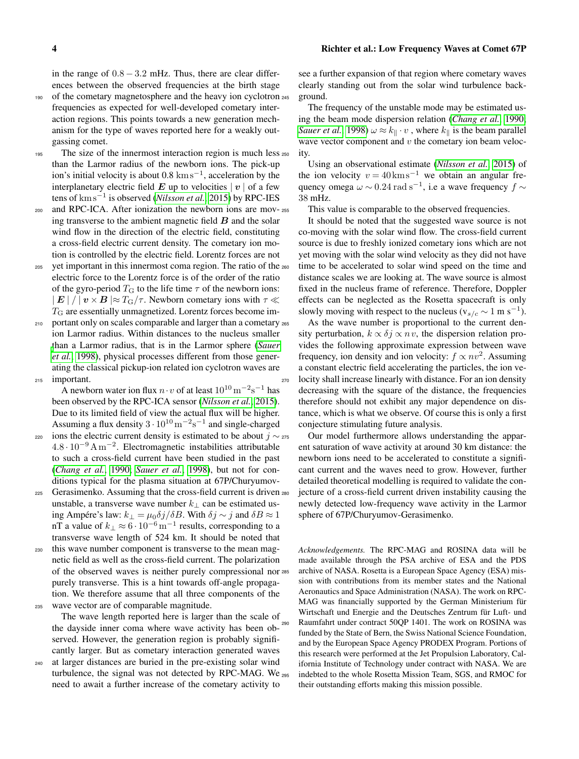in the range of $0.8 - 3.2$ mHz. Thus, there are clear differences between the observed frequencies at the birth stage of the cometary magnetosphere and the heavy ion cyclotron frequencies as expected for well-developed cometary interaction regions. This points towards a new generation mechanism for the type of waves reported here for a weakly outgassing comet.

The size of the innermost interaction region is much less than the Larmor radius of the newborn ions. The pick-up ion's initial velocity is about $0.8\,\mathrm{km\,s^{-1}}$, acceleration by the interplanetary electric field $\boldsymbol{E}$ up to velocities $|\,\boldsymbol{v}\,|$ of a few tens of $\mathrm{km\,s^{-1}}$ is observed (*Nilsson et al.*, 2015) by RPC-IES and RPC-ICA. After ionization the newborn ions are moving transverse to the ambient magnetic field $\boldsymbol{B}$ and the solar wind flow in the direction of the electric field, constituting a cross-field electric current density. The cometary ion motion is controlled by the electric field. Lorentz forces are not yet important in this innermost coma region. The ratio of the electric force to the Lorentz force is of the order of the ratio of the gyro-period $T_{\mathrm{G}}$ to the life time $\tau$ of the newborn ions: $|\,\boldsymbol{E}\,| / |\,\boldsymbol{v} \times \boldsymbol{B}\,| \approx T_{\mathrm{G}}/\tau$. Newborn cometary ions with $\tau \ll T_{\mathrm{G}}$ are essentially unmagnetized. Lorentz forces become important only on scales comparable and larger than a cometary ion Larmor radius. Within distances to the nucleus smaller than a Larmor radius, that is in the Larmor sphere (*Sauer et al.*, 1998), physical processes different from those generating the classical pickup-ion related ion cyclotron waves are important.

A newborn water ion flux $n \cdot v$ of at least $10^{10}\,\mathrm{m^{-2}s^{-1}}$ has been observed by the RPC-ICA sensor (*Nilsson et al.*, 2015). Due to its limited field of view the actual flux will be higher. Assuming a flux density $3 \cdot 10^{10}\,\mathrm{m^{-2}s^{-1}}$ and single-charged ions the electric current density is estimated to be about $j \sim 4.8 \cdot 10^{-9}\,\mathrm{A\,m^{-2}}$. Electromagnetic instabilities attributable to such a cross-field current have been studied in the past (*Chang et al.*, 1990; *Sauer et al.*, 1998), but not for conditions typical for the plasma situation at 67P/Churyumov-Gerasimenko. Assuming that the cross-field current is driven unstable, a transverse wave number $k_{\perp}$ can be estimated using Ampére's law: $k_{\perp} = \mu_0 \delta j / \delta B$. With $\delta j \sim j$ and $\delta B \approx 1$ nT a value of $k_{\perp} \approx 6 \cdot 10^{-6}\,\mathrm{m^{-1}}$ results, corresponding to a transverse wave length of 524 km. It should be noted that this wave number component is transverse to the mean magnetic field as well as the cross-field current. The polarization of the observed waves is neither purely compressional nor purely transverse. This is a hint towards off-angle propagation. We therefore assume that all three components of the wave vector are of comparable magnitude.

The wave length reported here is larger than the scale of the dayside inner coma where wave activity has been observed. However, the generation region is probably significantly larger. But as cometary interaction generated waves at larger distances are buried in the pre-existing solar wind turbulence, the signal was not detected by RPC-MAG. We need to await a further increase of the cometary activity to see a further expansion of that region where cometary waves clearly standing out from the solar wind turbulence background.

The frequency of the unstable mode may be estimated using the beam mode dispersion relation (*Chang et al.*, 1990; *Sauer et al.*, 1998) $\omega \approx k_{\parallel} \cdot v$, where $k_{\parallel}$ is the beam parallel wave vector component and $v$ the cometary ion beam velocity.

Using an observational estimate (*Nilsson et al.*, 2015) of the ion velocity $v = 40\,\mathrm{km\,s^{-1}}$ we obtain an angular frequency omega $\omega \sim 0.24\,\mathrm{rad\,s^{-1}}$, i.e a wave frequency $f \sim 38$ mHz.

This value is comparable to the observed frequencies.

It should be noted that the suggested wave source is not co-moving with the solar wind flow. The cross-field current source is due to freshly ionized cometary ions which are not yet moving with the solar wind velocity as they did not have time to be accelerated to solar wind speed on the time and distance scales we are looking at. The wave source is almost fixed in the nucleus frame of reference. Therefore, Doppler effects can be neglected as the Rosetta spacecraft is only slowly moving with respect to the nucleus ($\mathrm{v}_{s/c} \sim 1\ \mathrm{m\ s^{-1}}$).

As the wave number is proportional to the current density perturbation, $k \propto \delta j \propto n\,v$, the dispersion relation provides the following approximate expression between wave frequency, ion density and ion velocity: $f \propto n v^2$. Assuming a constant electric field accelerating the particles, the ion velocity shall increase linearly with distance. For an ion density decreasing with the square of the distance, the frequencies therefore should not exhibit any major dependence on distance, which is what we observe. Of course this is only a first conjecture stimulating future analysis.

Our model furthermore allows understanding the apparent saturation of wave activity at around 30 km distance: the newborn ions need to be accelerated to constitute a significant current and the waves need to grow. However, further detailed theoretical modelling is required to validate the conjecture of a cross-field current driven instability causing the newly detected low-frequency wave activity in the Larmor sphere of 67P/Churyumov-Gerasimenko.

*Acknowledgements.* The RPC-MAG and ROSINA data will be made available through the PSA archive of ESA and the PDS archive of NASA. Rosetta is a European Space Agency (ESA) mission with contributions from its member states and the National Aeronautics and Space Administration (NASA). The work on RPC-MAG was financially supported by the German Ministerium für Wirtschaft und Energie and the Deutsches Zentrum für Luft- und Raumfahrt under contract 50QP 1401. The work on ROSINA was funded by the State of Bern, the Swiss National Science Foundation, and by the European Space Agency PRODEX Program. Portions of this research were performed at the Jet Propulsion Laboratory, California Institute of Technology under contract with NASA. We are indebted to the whole Rosetta Mission Team, SGS, and RMOC for their outstanding efforts making this mission possible.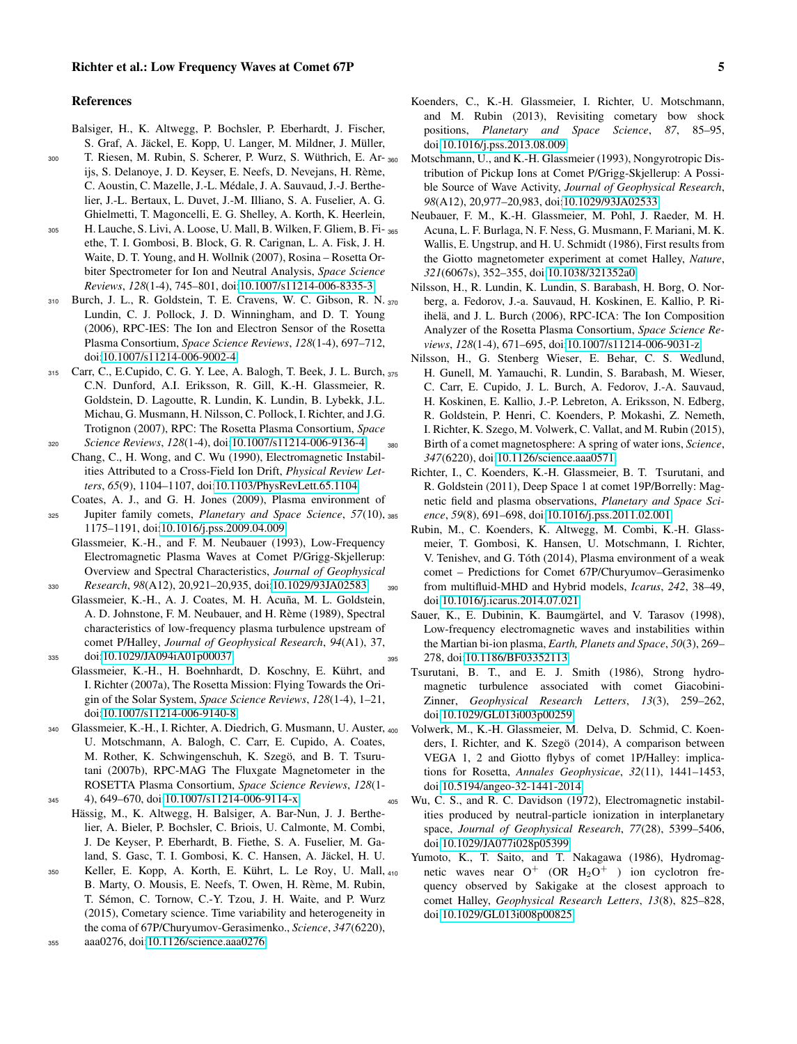## References

Balsiger, H., K. Altwegg, P. Bochsler, P. Eberhardt, J. Fischer, S. Graf, A. Jäckel, E. Kopp, U. Langer, M. Mildner, J. Müller, T. Riesen, M. Rubin, S. Scherer, P. Wurz, S. Wüthrich, E. Arijs, S. Delanoye, J. D. Keyser, E. Neefs, D. Nevejans, H. Rème, C. Aoustin, C. Mazelle, J.-L. Médale, J. A. Sauvaud, J.-J. Berthelier, J.-L. Bertaux, L. Duvet, J.-M. Illiano, S. A. Fuselier, A. G. Ghielmetti, T. Magoncelli, E. G. Shelley, A. Korth, K. Heerlein, H. Lauche, S. Livi, A. Loose, U. Mall, B. Wilken, F. Gliem, B. Fiethe, T. I. Gombosi, B. Block, G. R. Carignan, L. A. Fisk, J. H. Waite, D. T. Young, and H. Wollnik (2007), Rosina – Rosetta Orbiter Spectrometer for Ion and Neutral Analysis, *Space Science Reviews*, *128*(1-4), 745–801, doi:10.1007/s11214-006-8335-3.

Burch, J. L., R. Goldstein, T. E. Cravens, W. C. Gibson, R. N. Lundin, C. J. Pollock, J. D. Winningham, and D. T. Young (2006), RPC-IES: The Ion and Electron Sensor of the Rosetta Plasma Consortium, *Space Science Reviews*, *128*(1-4), 697–712, doi:10.1007/s11214-006-9002-4.

Carr, C., E.Cupido, C. G. Y. Lee, A. Balogh, T. Beek, J. L. Burch, C.N. Dunford, A.I. Eriksson, R. Gill, K.-H. Glassmeier, R. Goldstein, D. Lagoutte, R. Lundin, K. Lundin, B. Lybekk, J.L. Michau, G. Musmann, H. Nilsson, C. Pollock, I. Richter, and J.G. Trotignon (2007), RPC: The Rosetta Plasma Consortium, *Space Science Reviews*, *128*(1-4), doi:10.1007/s11214-006-9136-4.

Chang, C., H. Wong, and C. Wu (1990), Electromagnetic Instabilities Attributed to a Cross-Field Ion Drift, *Physical Review Letters*, *65*(9), 1104–1107, doi:10.1103/PhysRevLett.65.1104.

Coates, A. J., and G. H. Jones (2009), Plasma environment of Jupiter family comets, *Planetary and Space Science*, *57*(10), 1175–1191, doi:10.1016/j.pss.2009.04.009.

Glassmeier, K.-H., and F. M. Neubauer (1993), Low-Frequency Electromagnetic Plasma Waves at Comet P/Grigg-Skjellerup: Overview and Spectral Characteristics, *Journal of Geophysical Research*, *98*(A12), 20,921–20,935, doi:10.1029/93JA02583.

Glassmeier, K.-H., A. J. Coates, M. H. Acuña, M. L. Goldstein, A. D. Johnstone, F. M. Neubauer, and H. Rème (1989), Spectral characteristics of low-frequency plasma turbulence upstream of comet P/Halley, *Journal of Geophysical Research*, *94*(A1), 37, doi:10.1029/JA094iA01p00037.

Glassmeier, K.-H., H. Boehnhardt, D. Koschny, E. Kührt, and I. Richter (2007a), The Rosetta Mission: Flying Towards the Origin of the Solar System, *Space Science Reviews*, *128*(1-4), 1–21, doi:10.1007/s11214-006-9140-8.

Glassmeier, K.-H., I. Richter, A. Diedrich, G. Musmann, U. Auster, U. Motschmann, A. Balogh, C. Carr, E. Cupido, A. Coates, M. Rother, K. Schwingenschuh, K. Szegö, and B. T. Tsurutani (2007b), RPC-MAG The Fluxgate Magnetometer in the ROSETTA Plasma Consortium, *Space Science Reviews*, *128*(1-4), 649–670, doi:10.1007/s11214-006-9114-x.

Hässig, M., K. Altwegg, H. Balsiger, A. Bar-Nun, J. J. Berthelier, A. Bieler, P. Bochsler, C. Briois, U. Calmonte, M. Combi, J. De Keyser, P. Eberhardt, B. Fiethe, S. A. Fuselier, M. Galand, S. Gasc, T. I. Gombosi, K. C. Hansen, A. Jäckel, H. U. Keller, E. Kopp, A. Korth, E. Kührt, L. Le Roy, U. Mall, B. Marty, O. Mousis, E. Neefs, T. Owen, H. Rème, M. Rubin, T. Sémon, C. Tornow, C.-Y. Tzou, J. H. Waite, and P. Wurz (2015), Cometary science. Time variability and heterogeneity in the coma of 67P/Churyumov-Gerasimenko., *Science*, *347*(6220), aaa0276, doi:10.1126/science.aaa0276.

Koenders, C., K.-H. Glassmeier, I. Richter, U. Motschmann, and M. Rubin (2013), Revisiting cometary bow shock positions, *Planetary and Space Science*, *87*, 85–95, doi:10.1016/j.pss.2013.08.009.

Motschmann, U., and K.-H. Glassmeier (1993), Nongyrotropic Distribution of Pickup Ions at Comet P/Grigg-Skjellerup: A Possible Source of Wave Activity, *Journal of Geophysical Research*, *98*(A12), 20,977–20,983, doi:10.1029/93JA02533.

Neubauer, F. M., K.-H. Glassmeier, M. Pohl, J. Raeder, M. H. Acuna, L. F. Burlaga, N. F. Ness, G. Musmann, F. Mariani, M. K. Wallis, E. Ungstrup, and H. U. Schmidt (1986), First results from the Giotto magnetometer experiment at comet Halley, *Nature*, *321*(6067s), 352–355, doi:10.1038/321352a0.

Nilsson, H., R. Lundin, K. Lundin, S. Barabash, H. Borg, O. Norberg, a. Fedorov, J.-a. Sauvaud, H. Koskinen, E. Kallio, P. Riihelä, and J. L. Burch (2006), RPC-ICA: The Ion Composition Analyzer of the Rosetta Plasma Consortium, *Space Science Reviews*, *128*(1-4), 671–695, doi:10.1007/s11214-006-9031-z.

Nilsson, H., G. Stenberg Wieser, E. Behar, C. S. Wedlund, H. Gunell, M. Yamauchi, R. Lundin, S. Barabash, M. Wieser, C. Carr, E. Cupido, J. L. Burch, A. Fedorov, J.-A. Sauvaud, H. Koskinen, E. Kallio, J.-P. Lebreton, A. Eriksson, N. Edberg, R. Goldstein, P. Henri, C. Koenders, P. Mokashi, Z. Nemeth, I. Richter, K. Szego, M. Volwerk, C. Vallat, and M. Rubin (2015), Birth of a comet magnetosphere: A spring of water ions, *Science*, *347*(6220), doi:10.1126/science.aaa0571.

Richter, I., C. Koenders, K.-H. Glassmeier, B. T. Tsurutani, and R. Goldstein (2011), Deep Space 1 at comet 19P/Borrelly: Magnetic field and plasma observations, *Planetary and Space Science*, *59*(8), 691–698, doi:10.1016/j.pss.2011.02.001.

Rubin, M., C. Koenders, K. Altwegg, M. Combi, K.-H. Glassmeier, T. Gombosi, K. Hansen, U. Motschmann, I. Richter, V. Tenishev, and G. Tóth (2014), Plasma environment of a weak comet – Predictions for Comet 67P/Churyumov–Gerasimenko from multifluid-MHD and Hybrid models, *Icarus*, *242*, 38–49, doi:10.1016/j.icarus.2014.07.021.

Sauer, K., E. Dubinin, K. Baumgärtel, and V. Tarasov (1998), Low-frequency electromagnetic waves and instabilities within the Martian bi-ion plasma, *Earth, Planets and Space*, *50*(3), 269–278, doi:10.1186/BF03352113.

Tsurutani, B. T., and E. J. Smith (1986), Strong hydromagnetic turbulence associated with comet Giacobini-Zinner, *Geophysical Research Letters*, *13*(3), 259–262, doi:10.1029/GL013i003p00259.

Volwerk, M., K.-H. Glassmeier, M. Delva, D. Schmid, C. Koenders, I. Richter, and K. Szegö (2014), A comparison between VEGA 1, 2 and Giotto flybys of comet 1P/Halley: implications for Rosetta, *Annales Geophysicae*, *32*(11), 1441–1453, doi:10.5194/angeo-32-1441-2014.

Wu, C. S., and R. C. Davidson (1972), Electromagnetic instabilities produced by neutral-particle ionization in interplanetary space, *Journal of Geophysical Research*, *77*(28), 5399–5406, doi:10.1029/JA077i028p05399.

Yumoto, K., T. Saito, and T. Nakagawa (1986), Hydromagnetic waves near $O^+$ (OR $H_2O^+$ ) ion cyclotron frequency observed by Sakigake at the closest approach to comet Halley, *Geophysical Research Letters*, *13*(8), 825–828, doi:10.1029/GL013i008p00825.